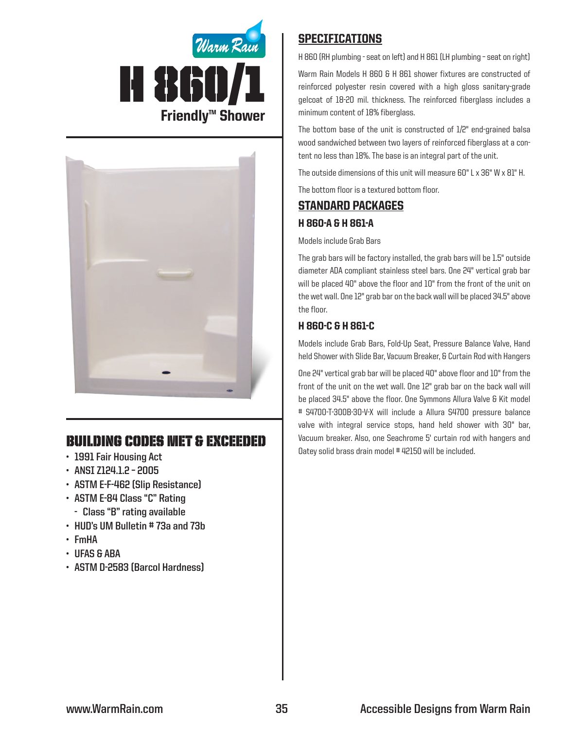Warm Rain

# H 860/1

## Friendly™ Shower

## BUILDING CODES MET & EXCEEDED

- 1991 Fair Housing Act
- ANSI Z124.1.2 – 2005
- ASTM E-F-462 (Slip Resistance)
- ASTM E-84 Class "C" Rating
  - Class "B" rating available
- HUD's UM Bulletin # 73a and 73b
- FmHA
- UFAS & ABA
- ASTM D-2583 (Barcol Hardness)

## SPECIFICATIONS

H 860 (RH plumbing - seat on left) and H 861 (LH plumbing – seat on right)

Warm Rain Models H 860 & H 861 shower fixtures are constructed of reinforced polyester resin covered with a high gloss sanitary-grade gelcoat of 18-20 mil. thickness. The reinforced fiberglass includes a minimum content of 18% fiberglass.

The bottom base of the unit is constructed of 1/2" end-grained balsa wood sandwiched between two layers of reinforced fiberglass at a content no less than 18%. The base is an integral part of the unit.

The outside dimensions of this unit will measure 60" L x 36" W x 81" H.

The bottom floor is a textured bottom floor.

## STANDARD PACKAGES

### H 860-A & H 861-A

Models include Grab Bars

The grab bars will be factory installed, the grab bars will be 1.5" outside diameter ADA compliant stainless steel bars. One 24" vertical grab bar will be placed 40" above the floor and 10" from the front of the unit on the wet wall. One 12" grab bar on the back wall will be placed 34.5" above the floor.

### H 860-C & H 861-C

Models include Grab Bars, Fold-Up Seat, Pressure Balance Valve, Hand held Shower with Slide Bar, Vacuum Breaker, & Curtain Rod with Hangers

One 24" vertical grab bar will be placed 40" above floor and 10" from the front of the unit on the wet wall. One 12" grab bar on the back wall will be placed 34.5" above the floor. One Symmons Allura Valve & Kit model # S4700-T-300B-30-V-X will include a Allura S4700 pressure balance valve with integral service stops, hand held shower with 30" bar, Vacuum breaker. Also, one Seachrome 5' curtain rod with hangers and Oatey solid brass drain model # 42150 will be included.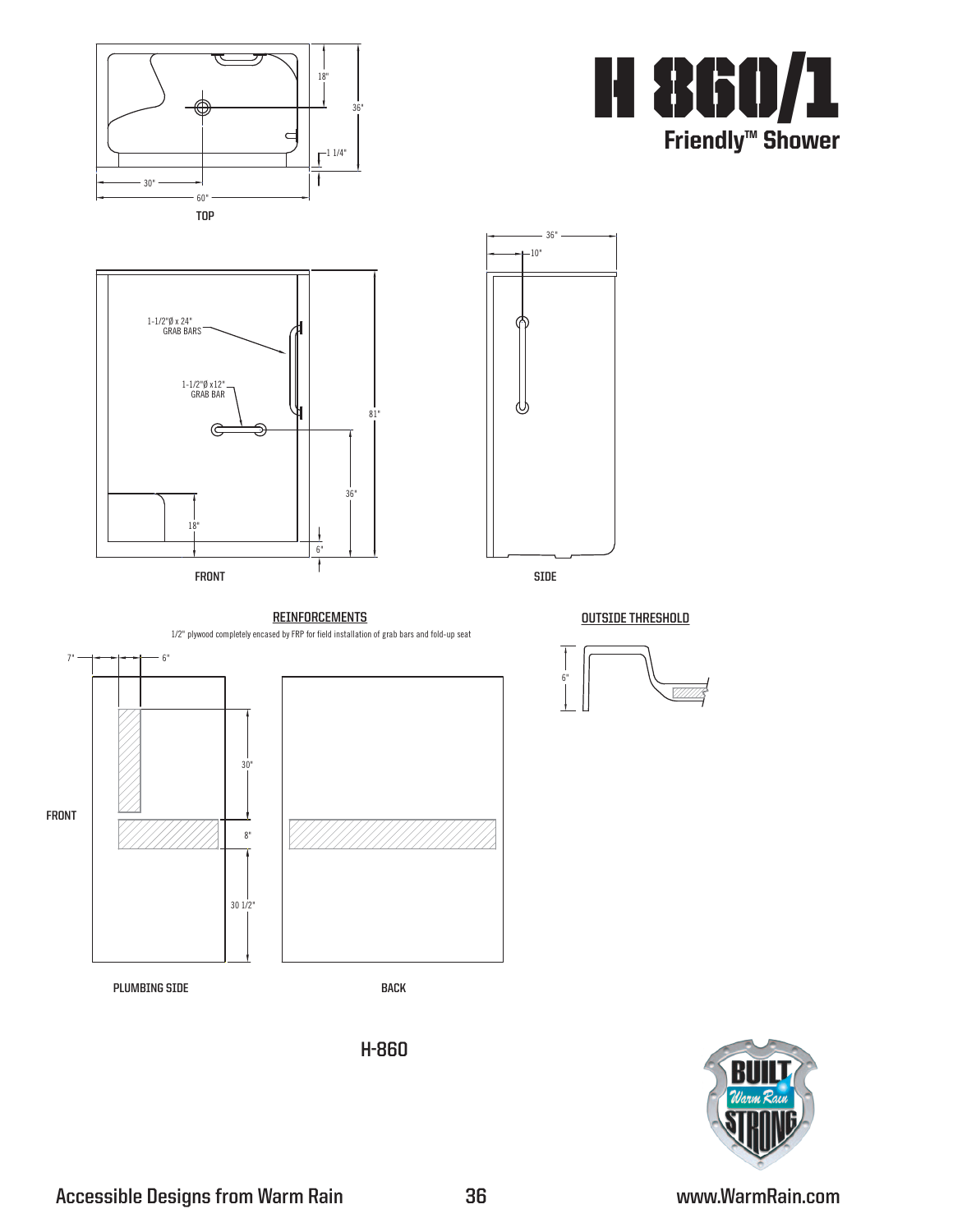# H 860/1

## Friendly™ Shower

TOP

18"

36"

1 1/4"

30"

60"

1-1/2"Ø x 24"
GRAB BARS

1-1/2"Ø x12"
GRAB BAR

81"

36"

18"

6"

FRONT

36"

10"

SIDE

**REINFORCEMENTS**

1/2" plywood completely encased by FRP for field installation of grab bars and fold-up seat

7"

6"

30"

8"

30 1/2"

FRONT

PLUMBING SIDE

BACK

**OUTSIDE THRESHOLD**

6"

H-860

Accessible Designs from Warm Rain

www.WarmRain.com